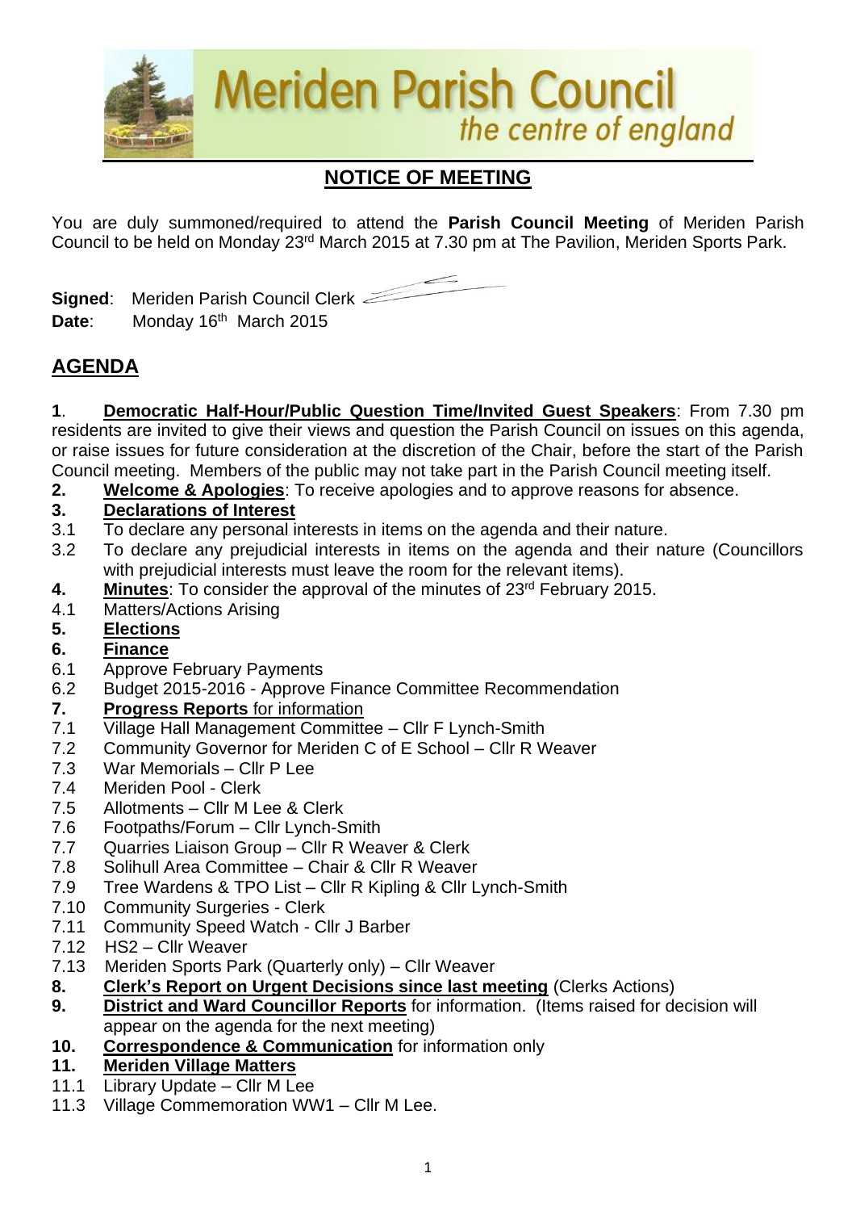# Meriden Parish Council

*the centre of england*

## NOTICE OF MEETING

You are duly summoned/required to attend the **Parish Council Meeting** of Meriden Parish Council to be held on Monday 23rd March 2015 at 7.30 pm at The Pavilion, Meriden Sports Park.

**Signed**: Meriden Parish Council Clerk

**Date**: Monday 16th March 2015

## AGENDA

**1**. **Democratic Half-Hour/Public Question Time/Invited Guest Speakers**: From 7.30 pm residents are invited to give their views and question the Parish Council on issues on this agenda, or raise issues for future consideration at the discretion of the Chair, before the start of the Parish Council meeting. Members of the public may not take part in the Parish Council meeting itself.

**2.** **Welcome & Apologies**: To receive apologies and to approve reasons for absence.

**3.** **Declarations of Interest**

3.1 To declare any personal interests in items on the agenda and their nature.

3.2 To declare any prejudicial interests in items on the agenda and their nature (Councillors with prejudicial interests must leave the room for the relevant items).

**4.** **Minutes**: To consider the approval of the minutes of 23rd February 2015.

4.1 Matters/Actions Arising

**5.** **Elections**

**6.** **Finance**

6.1 Approve February Payments

6.2 Budget 2015-2016 - Approve Finance Committee Recommendation

**7.** **Progress Reports** for information

7.1 Village Hall Management Committee – Cllr F Lynch-Smith

7.2 Community Governor for Meriden C of E School – Cllr R Weaver

7.3 War Memorials – Cllr P Lee

7.4 Meriden Pool - Clerk

7.5 Allotments – Cllr M Lee & Clerk

7.6 Footpaths/Forum – Cllr Lynch-Smith

7.7 Quarries Liaison Group – Cllr R Weaver & Clerk

7.8 Solihull Area Committee – Chair & Cllr R Weaver

7.9 Tree Wardens & TPO List – Cllr R Kipling & Cllr Lynch-Smith

7.10 Community Surgeries - Clerk

7.11 Community Speed Watch - Cllr J Barber

7.12 HS2 – Cllr Weaver

7.13 Meriden Sports Park (Quarterly only) – Cllr Weaver

**8.** **Clerk's Report on Urgent Decisions since last meeting** (Clerks Actions)

**9.** **District and Ward Councillor Reports** for information. (Items raised for decision will appear on the agenda for the next meeting)

**10.** **Correspondence & Communication** for information only

**11.** **Meriden Village Matters**

11.1 Library Update – Cllr M Lee

11.3 Village Commemoration WW1 – Cllr M Lee.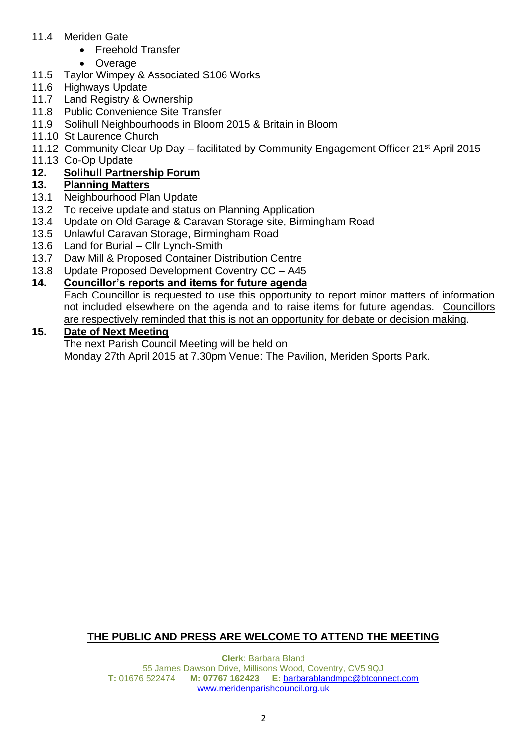11.4 Meriden Gate

- Freehold Transfer
- Overage

11.5 Taylor Wimpey & Associated S106 Works
11.6 Highways Update
11.7 Land Registry & Ownership
11.8 Public Convenience Site Transfer
11.9 Solihull Neighbourhoods in Bloom 2015 & Britain in Bloom
11.10 St Laurence Church
11.12 Community Clear Up Day – facilitated by Community Engagement Officer 21st April 2015
11.13 Co-Op Update

**12. Solihull Partnership Forum**

**13. Planning Matters**

13.1 Neighbourhood Plan Update
13.2 To receive update and status on Planning Application
13.4 Update on Old Garage & Caravan Storage site, Birmingham Road
13.5 Unlawful Caravan Storage, Birmingham Road
13.6 Land for Burial – Cllr Lynch-Smith
13.7 Daw Mill & Proposed Container Distribution Centre
13.8 Update Proposed Development Coventry CC – A45

**14. Councillor's reports and items for future agenda**

Each Councillor is requested to use this opportunity to report minor matters of information not included elsewhere on the agenda and to raise items for future agendas. Councillors are respectively reminded that this is not an opportunity for debate or decision making.

**15. Date of Next Meeting**

The next Parish Council Meeting will be held on
Monday 27th April 2015 at 7.30pm Venue: The Pavilion, Meriden Sports Park.

**THE PUBLIC AND PRESS ARE WELCOME TO ATTEND THE MEETING**

**Clerk**: Barbara Bland
55 James Dawson Drive, Millisons Wood, Coventry, CV5 9QJ
**T:** 01676 522474 **M: 07767 162423** **E:** barbarablandmpc@btconnect.com
www.meridenparishcouncil.org.uk